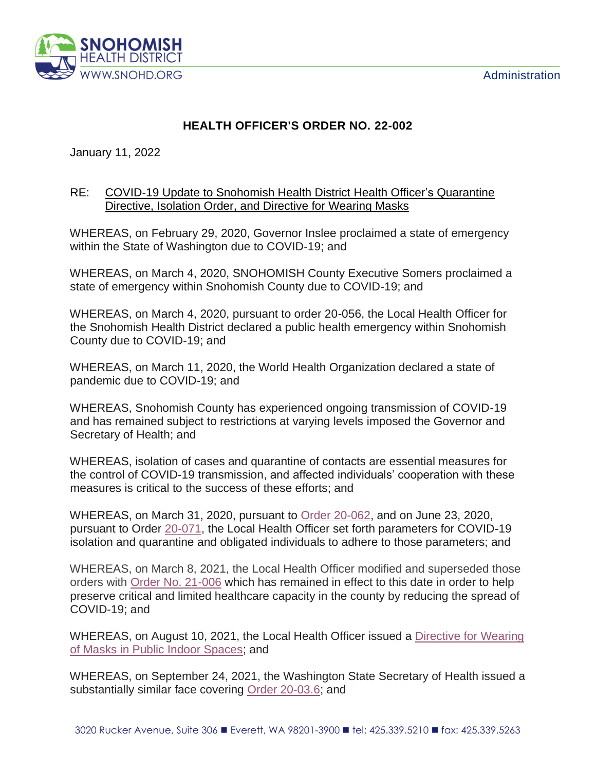SNOHOMISH HEALTH DISTRICT
WWW.SNOHD.ORG

Administration

# HEALTH OFFICER'S ORDER NO. 22-002

January 11, 2022

RE: COVID-19 Update to Snohomish Health District Health Officer's Quarantine Directive, Isolation Order, and Directive for Wearing Masks

WHEREAS, on February 29, 2020, Governor Inslee proclaimed a state of emergency within the State of Washington due to COVID-19; and

WHEREAS, on March 4, 2020, SNOHOMISH County Executive Somers proclaimed a state of emergency within Snohomish County due to COVID-19; and

WHEREAS, on March 4, 2020, pursuant to order 20-056, the Local Health Officer for the Snohomish Health District declared a public health emergency within Snohomish County due to COVID-19; and

WHEREAS, on March 11, 2020, the World Health Organization declared a state of pandemic due to COVID-19; and

WHEREAS, Snohomish County has experienced ongoing transmission of COVID-19 and has remained subject to restrictions at varying levels imposed the Governor and Secretary of Health; and

WHEREAS, isolation of cases and quarantine of contacts are essential measures for the control of COVID-19 transmission, and affected individuals' cooperation with these measures is critical to the success of these efforts; and

WHEREAS, on March 31, 2020, pursuant to Order 20-062, and on June 23, 2020, pursuant to Order 20-071, the Local Health Officer set forth parameters for COVID-19 isolation and quarantine and obligated individuals to adhere to those parameters; and

WHEREAS, on March 8, 2021, the Local Health Officer modified and superseded those orders with Order No. 21-006 which has remained in effect to this date in order to help preserve critical and limited healthcare capacity in the county by reducing the spread of COVID-19; and

WHEREAS, on August 10, 2021, the Local Health Officer issued a Directive for Wearing of Masks in Public Indoor Spaces; and

WHEREAS, on September 24, 2021, the Washington State Secretary of Health issued a substantially similar face covering Order 20-03.6; and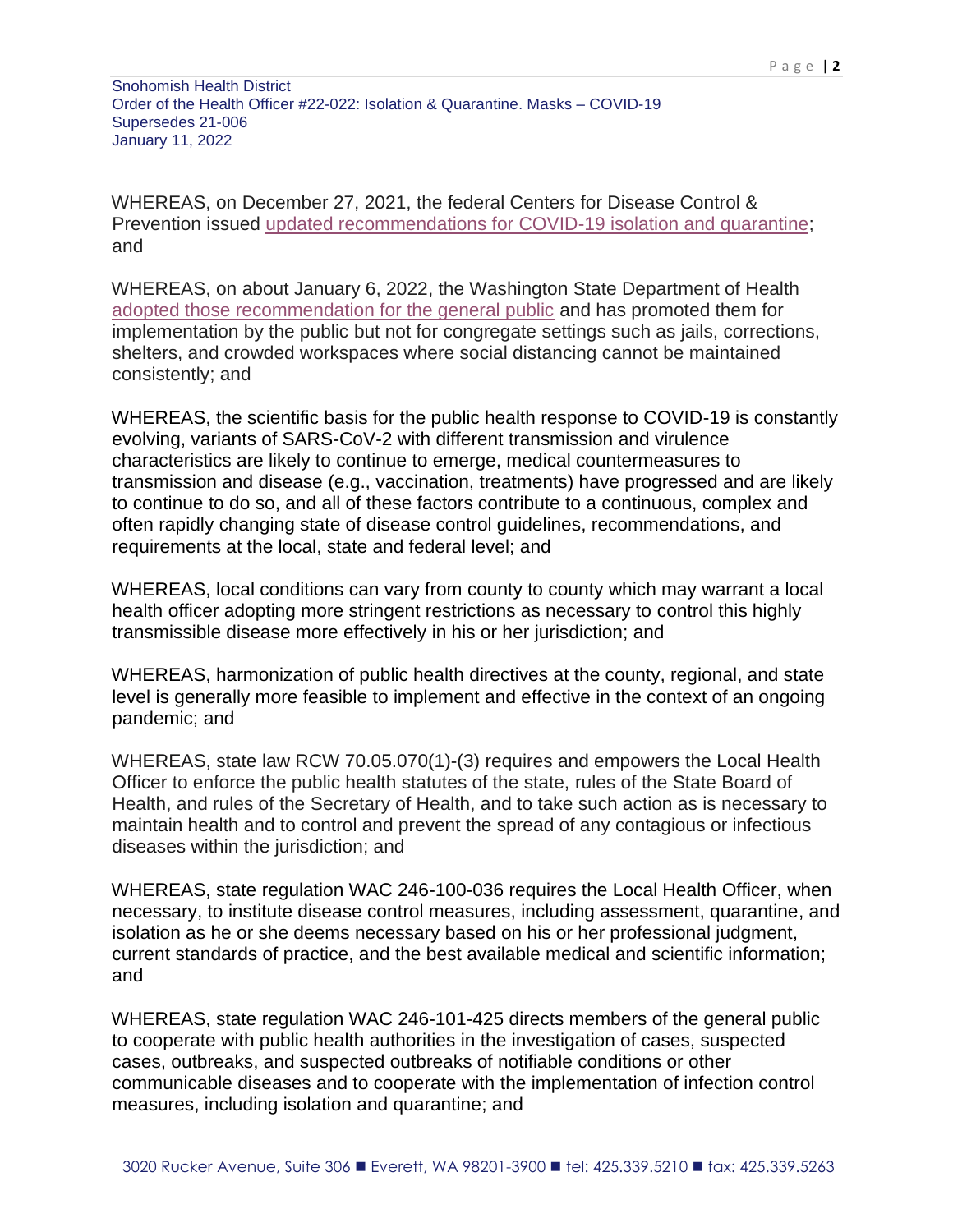WHEREAS, on December 27, 2021, the federal Centers for Disease Control & Prevention issued updated recommendations for COVID-19 isolation and quarantine; and

WHEREAS, on about January 6, 2022, the Washington State Department of Health adopted those recommendation for the general public and has promoted them for implementation by the public but not for congregate settings such as jails, corrections, shelters, and crowded workspaces where social distancing cannot be maintained consistently; and

WHEREAS, the scientific basis for the public health response to COVID-19 is constantly evolving, variants of SARS-CoV-2 with different transmission and virulence characteristics are likely to continue to emerge, medical countermeasures to transmission and disease (e.g., vaccination, treatments) have progressed and are likely to continue to do so, and all of these factors contribute to a continuous, complex and often rapidly changing state of disease control guidelines, recommendations, and requirements at the local, state and federal level; and

WHEREAS, local conditions can vary from county to county which may warrant a local health officer adopting more stringent restrictions as necessary to control this highly transmissible disease more effectively in his or her jurisdiction; and

WHEREAS, harmonization of public health directives at the county, regional, and state level is generally more feasible to implement and effective in the context of an ongoing pandemic; and

WHEREAS, state law RCW 70.05.070(1)-(3) requires and empowers the Local Health Officer to enforce the public health statutes of the state, rules of the State Board of Health, and rules of the Secretary of Health, and to take such action as is necessary to maintain health and to control and prevent the spread of any contagious or infectious diseases within the jurisdiction; and

WHEREAS, state regulation WAC 246-100-036 requires the Local Health Officer, when necessary, to institute disease control measures, including assessment, quarantine, and isolation as he or she deems necessary based on his or her professional judgment, current standards of practice, and the best available medical and scientific information; and

WHEREAS, state regulation WAC 246-101-425 directs members of the general public to cooperate with public health authorities in the investigation of cases, suspected cases, outbreaks, and suspected outbreaks of notifiable conditions or other communicable diseases and to cooperate with the implementation of infection control measures, including isolation and quarantine; and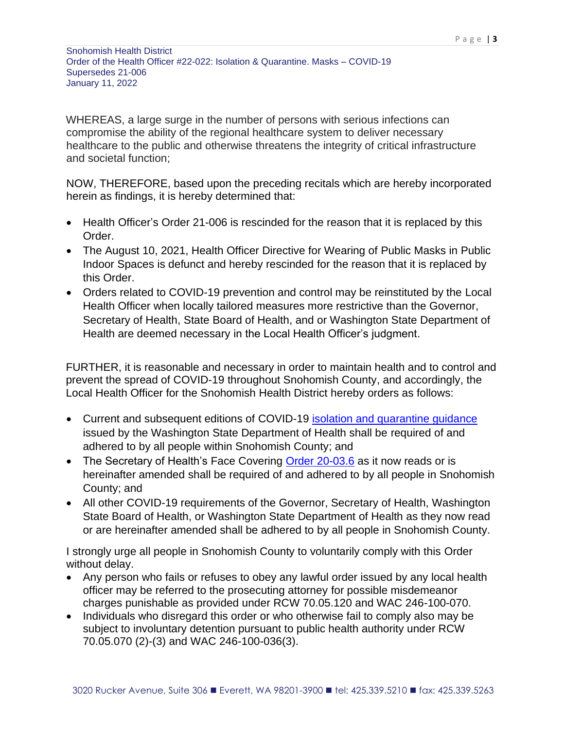WHEREAS, a large surge in the number of persons with serious infections can compromise the ability of the regional healthcare system to deliver necessary healthcare to the public and otherwise threatens the integrity of critical infrastructure and societal function;

NOW, THEREFORE, based upon the preceding recitals which are hereby incorporated herein as findings, it is hereby determined that:

- Health Officer's Order 21-006 is rescinded for the reason that it is replaced by this Order.
- The August 10, 2021, Health Officer Directive for Wearing of Public Masks in Public Indoor Spaces is defunct and hereby rescinded for the reason that it is replaced by this Order.
- Orders related to COVID-19 prevention and control may be reinstituted by the Local Health Officer when locally tailored measures more restrictive than the Governor, Secretary of Health, State Board of Health, and or Washington State Department of Health are deemed necessary in the Local Health Officer's judgment.

FURTHER, it is reasonable and necessary in order to maintain health and to control and prevent the spread of COVID-19 throughout Snohomish County, and accordingly, the Local Health Officer for the Snohomish Health District hereby orders as follows:

- Current and subsequent editions of COVID-19 isolation and quarantine guidance issued by the Washington State Department of Health shall be required of and adhered to by all people within Snohomish County; and
- The Secretary of Health's Face Covering Order 20-03.6 as it now reads or is hereinafter amended shall be required of and adhered to by all people in Snohomish County; and
- All other COVID-19 requirements of the Governor, Secretary of Health, Washington State Board of Health, or Washington State Department of Health as they now read or are hereinafter amended shall be adhered to by all people in Snohomish County.

I strongly urge all people in Snohomish County to voluntarily comply with this Order without delay.

- Any person who fails or refuses to obey any lawful order issued by any local health officer may be referred to the prosecuting attorney for possible misdemeanor charges punishable as provided under RCW 70.05.120 and WAC 246-100-070.
- Individuals who disregard this order or who otherwise fail to comply also may be subject to involuntary detention pursuant to public health authority under RCW 70.05.070 (2)-(3) and WAC 246-100-036(3).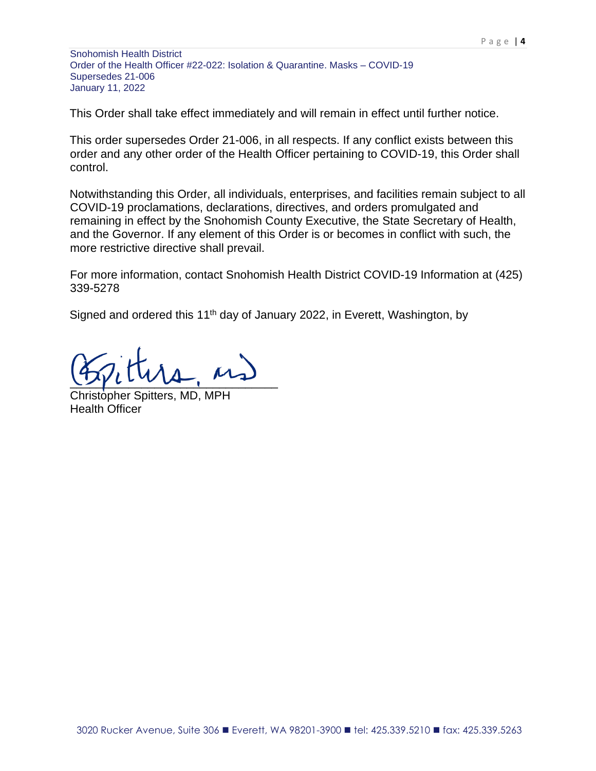This Order shall take effect immediately and will remain in effect until further notice.

This order supersedes Order 21-006, in all respects. If any conflict exists between this order and any other order of the Health Officer pertaining to COVID-19, this Order shall control.

Notwithstanding this Order, all individuals, enterprises, and facilities remain subject to all COVID-19 proclamations, declarations, directives, and orders promulgated and remaining in effect by the Snohomish County Executive, the State Secretary of Health, and the Governor. If any element of this Order is or becomes in conflict with such, the more restrictive directive shall prevail.

For more information, contact Snohomish Health District COVID-19 Information at (425) 339-5278

Signed and ordered this 11th day of January 2022, in Everett, Washington, by

\_\_\_\_\_\_\_\_\_\_\_\_\_\_\_\_\_\_\_\_\_\_\_\_\_\_\_\_\_\_\_\_

Christopher Spitters, MD, MPH
Health Officer